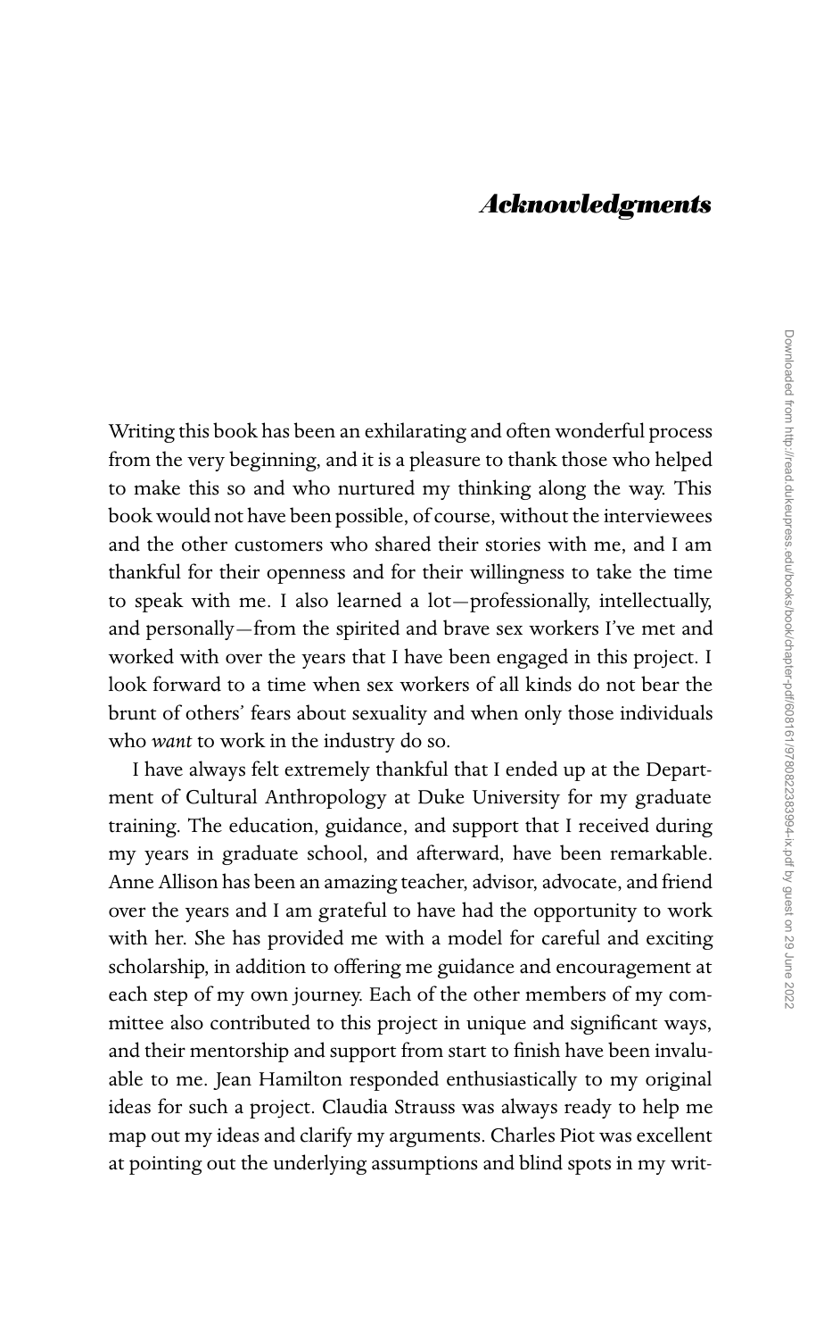# *Acknowledgments*

Writing this book has been an exhilarating and often wonderful process from the very beginning, and it is a pleasure to thank those who helped to make this so and who nurtured my thinking along the way. This book would not have been possible, of course, without the interviewees and the other customers who shared their stories with me, and I am thankful for their openness and for their willingness to take the time to speak with me. I also learned a lot—professionally, intellectually, and personally—from the spirited and brave sex workers I've met and worked with over the years that I have been engaged in this project. I look forward to a time when sex workers of all kinds do not bear the brunt of others' fears about sexuality and when only those individuals who *want* to work in the industry do so.

I have always felt extremely thankful that I ended up at the Department of Cultural Anthropology at Duke University for my graduate training. The education, guidance, and support that I received during my years in graduate school, and afterward, have been remarkable. Anne Allison has been an amazing teacher, advisor, advocate, and friend over the years and I am grateful to have had the opportunity to work with her. She has provided me with a model for careful and exciting scholarship, in addition to offering me guidance and encouragement at each step of my own journey. Each of the other members of my committee also contributed to this project in unique and significant ways, and their mentorship and support from start to finish have been invaluable to me. Jean Hamilton responded enthusiastically to my original ideas for such a project. Claudia Strauss was always ready to help me map out my ideas and clarify my arguments. Charles Piot was excellent at pointing out the underlying assumptions and blind spots in my writ-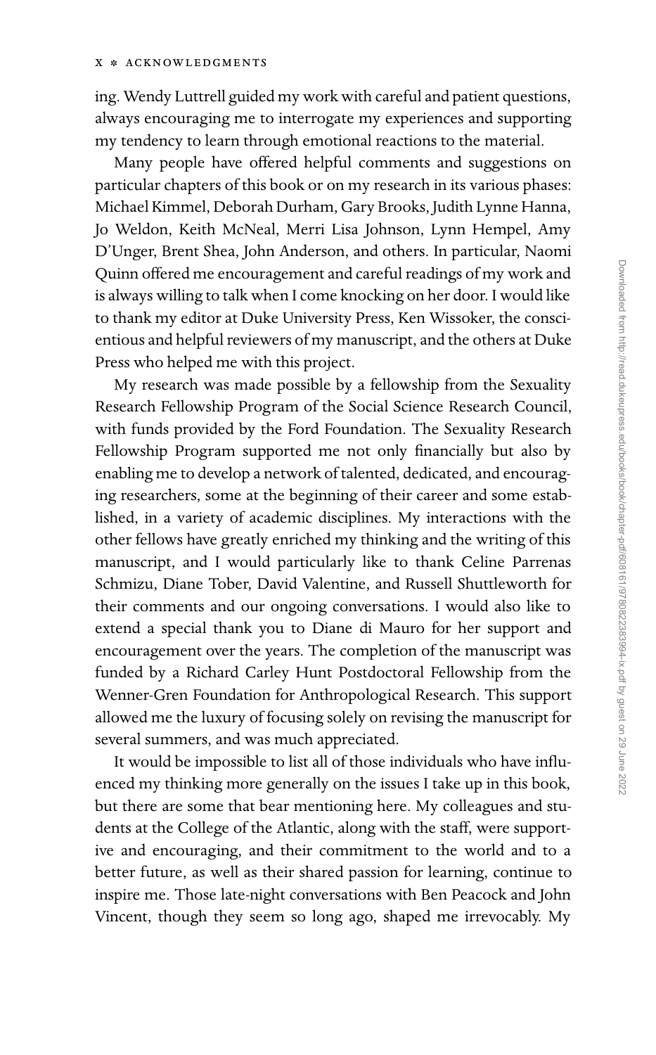ing. Wendy Luttrell guided my work with careful and patient questions, always encouraging me to interrogate my experiences and supporting my tendency to learn through emotional reactions to the material.

Many people have offered helpful comments and suggestions on particular chapters of this book or on my research in its various phases: Michael Kimmel, Deborah Durham, Gary Brooks, Judith Lynne Hanna, Jo Weldon, Keith McNeal, Merri Lisa Johnson, Lynn Hempel, Amy D'Unger, Brent Shea, John Anderson, and others. In particular, Naomi Quinn offered me encouragement and careful readings of my work and is always willing to talk when I come knocking on her door. I would like to thank my editor at Duke University Press, Ken Wissoker, the conscientious and helpful reviewers of my manuscript, and the others at Duke Press who helped me with this project.

My research was made possible by a fellowship from the Sexuality Research Fellowship Program of the Social Science Research Council, with funds provided by the Ford Foundation. The Sexuality Research Fellowship Program supported me not only financially but also by enabling me to develop a network of talented, dedicated, and encouraging researchers, some at the beginning of their career and some established, in a variety of academic disciplines. My interactions with the other fellows have greatly enriched my thinking and the writing of this manuscript, and I would particularly like to thank Celine Parrenas Schmizu, Diane Tober, David Valentine, and Russell Shuttleworth for their comments and our ongoing conversations. I would also like to extend a special thank you to Diane di Mauro for her support and encouragement over the years. The completion of the manuscript was funded by a Richard Carley Hunt Postdoctoral Fellowship from the Wenner-Gren Foundation for Anthropological Research. This support allowed me the luxury of focusing solely on revising the manuscript for several summers, and was much appreciated.

It would be impossible to list all of those individuals who have influenced my thinking more generally on the issues I take up in this book, but there are some that bear mentioning here. My colleagues and students at the College of the Atlantic, along with the staff, were supportive and encouraging, and their commitment to the world and to a better future, as well as their shared passion for learning, continue to inspire me. Those late-night conversations with Ben Peacock and John Vincent, though they seem so long ago, shaped me irrevocably. My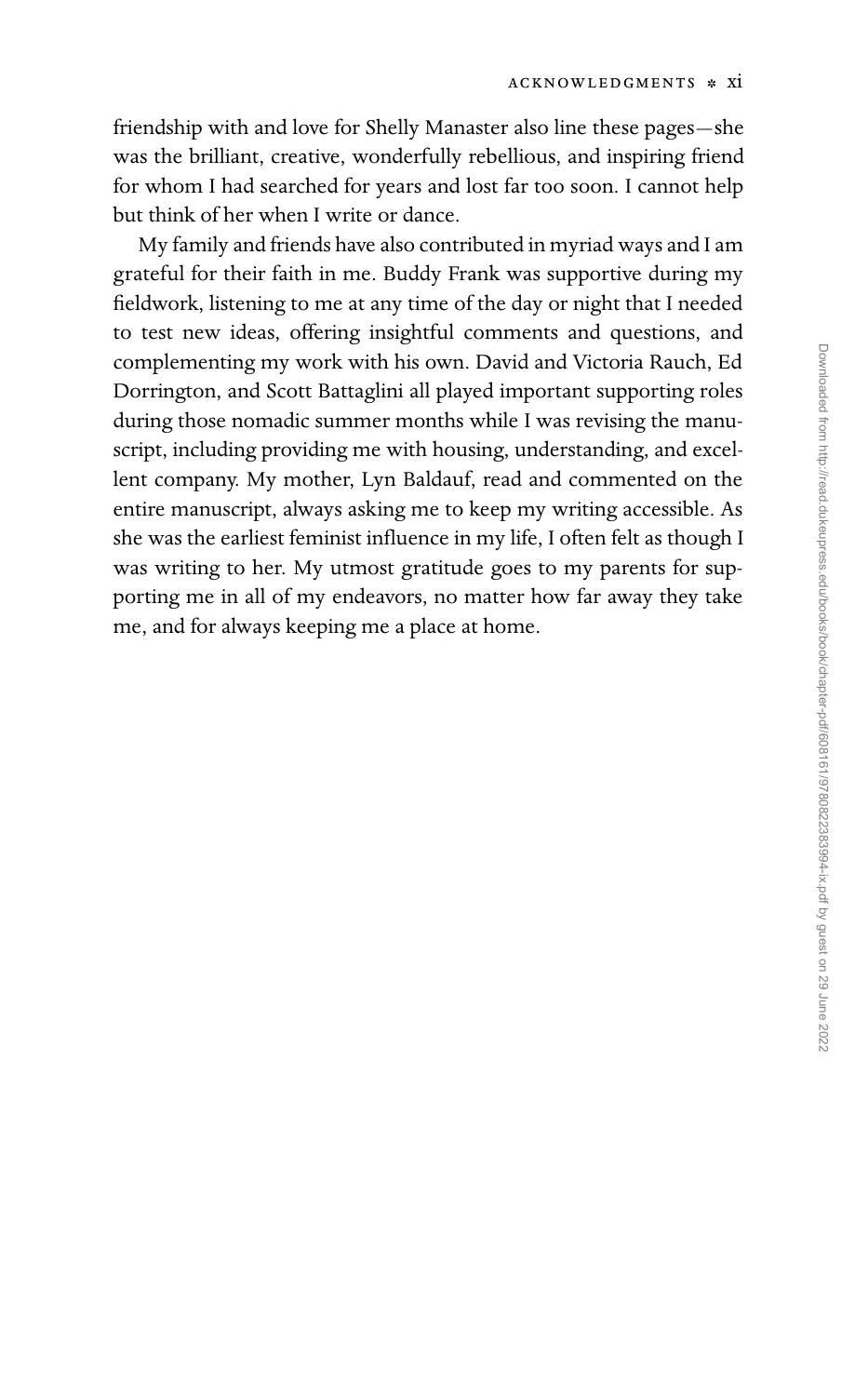friendship with and love for Shelly Manaster also line these pages—she was the brilliant, creative, wonderfully rebellious, and inspiring friend for whom I had searched for years and lost far too soon. I cannot help but think of her when I write or dance.

My family and friends have also contributed in myriad ways and I am grateful for their faith in me. Buddy Frank was supportive during my fieldwork, listening to me at any time of the day or night that I needed to test new ideas, offering insightful comments and questions, and complementing my work with his own. David and Victoria Rauch, Ed Dorrington, and Scott Battaglini all played important supporting roles during those nomadic summer months while I was revising the manuscript, including providing me with housing, understanding, and excellent company. My mother, Lyn Baldauf, read and commented on the entire manuscript, always asking me to keep my writing accessible. As she was the earliest feminist influence in my life, I often felt as though I was writing to her. My utmost gratitude goes to my parents for supporting me in all of my endeavors, no matter how far away they take me, and for always keeping me a place at home.